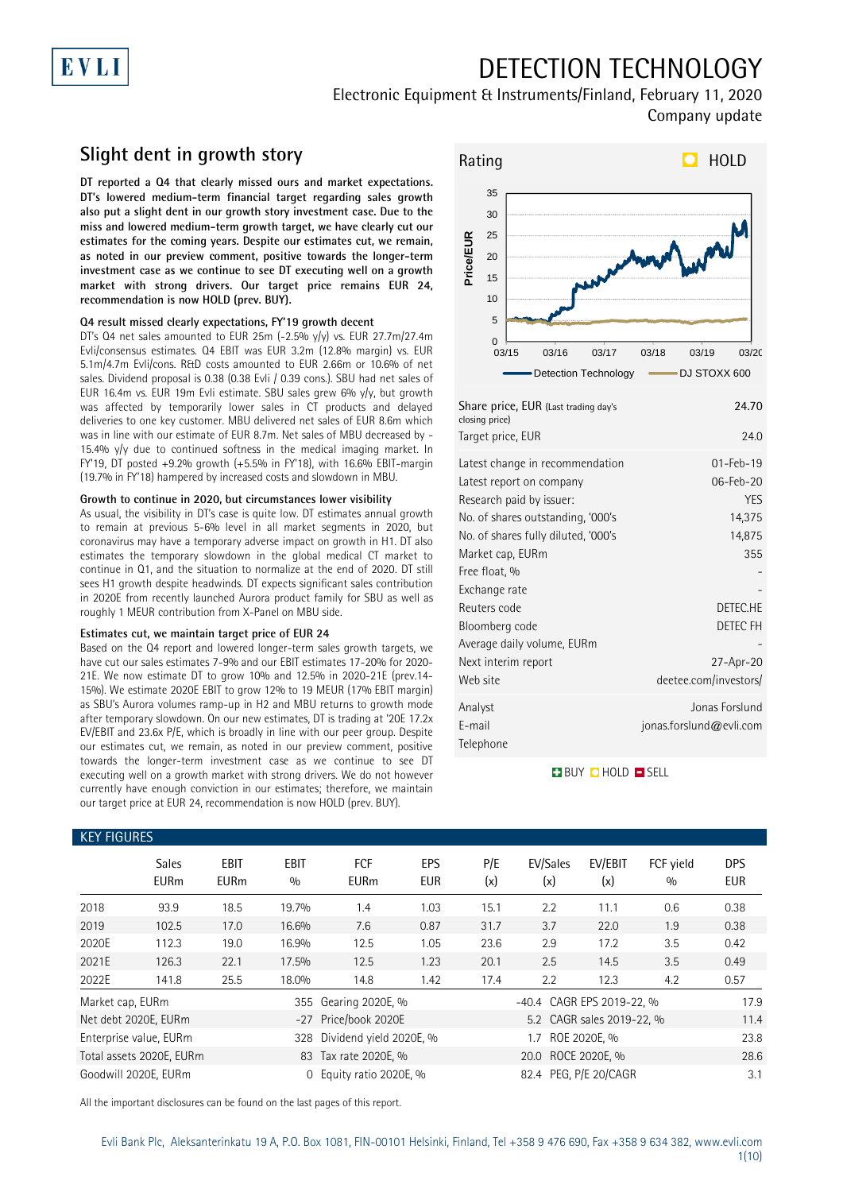# DETECTION TECHNOLOGY

Electronic Equipment & Instruments/Finland, February 11, 2020

Company update

## Slight dent in growth story

**DT reported a Q4 that clearly missed ours and market expectations. DT's lowered medium-term financial target regarding sales growth also put a slight dent in our growth story investment case. Due to the miss and lowered medium-term growth target, we have clearly cut our estimates for the coming years. Despite our estimates cut, we remain, as noted in our preview comment, positive towards the longer-term investment case as we continue to see DT executing well on a growth market with strong drivers. Our target price remains EUR 24, recommendation is now HOLD (prev. BUY).**

**Q4 result missed clearly expectations, FY'19 growth decent**

DT's Q4 net sales amounted to EUR 25m (-2.5% y/y) vs. EUR 27.7m/27.4m Evli/consensus estimates. Q4 EBIT was EUR 3.2m (12.8% margin) vs. EUR 5.1m/4.7m Evli/cons. R&D costs amounted to EUR 2.66m or 10.6% of net sales. Dividend proposal is 0.38 (0.38 Evli / 0.39 cons.). SBU had net sales of EUR 16.4m vs. EUR 19m Evli estimate. SBU sales grew 6% y/y, but growth was affected by temporarily lower sales in CT products and delayed deliveries to one key customer. MBU delivered net sales of EUR 8.6m which was in line with our estimate of EUR 8.7m. Net sales of MBU decreased by -15.4% y/y due to continued softness in the medical imaging market. In FY'19, DT posted +9.2% growth (+5.5% in FY'18), with 16.6% EBIT-margin (19.7% in FY'18) hampered by increased costs and slowdown in MBU.

**Growth to continue in 2020, but circumstances lower visibility**

As usual, the visibility in DT's case is quite low. DT estimates annual growth to remain at previous 5-6% level in all market segments in 2020, but coronavirus may have a temporary adverse impact on growth in H1. DT also estimates the temporary slowdown in the global medical CT market to continue in Q1, and the situation to normalize at the end of 2020. DT still sees H1 growth despite headwinds. DT expects significant sales contribution in 2020E from recently launched Aurora product family for SBU as well as roughly 1 MEUR contribution from X-Panel on MBU side.

**Estimates cut, we maintain target price of EUR 24**

Based on the Q4 report and lowered longer-term sales growth targets, we have cut our sales estimates 7-9% and our EBIT estimates 17-20% for 2020-21E. We now estimate DT to grow 10% and 12.5% in 2020-21E (prev.14-15%). We estimate 2020E EBIT to grow 12% to 19 MEUR (17% EBIT margin) as SBU's Aurora volumes ramp-up in H2 and MBU returns to growth mode after temporary slowdown. On our new estimates, DT is trading at '20E 17.2x EV/EBIT and 23.6x P/E, which is broadly in line with our peer group. Despite our estimates cut, we remain, as noted in our preview comment, positive towards the longer-term investment case as we continue to see DT executing well on a growth market with strong drivers. We do not however currently have enough conviction in our estimates; therefore, we maintain our target price at EUR 24, recommendation is now HOLD (prev. BUY).

**Rating: HOLD**

Price/EUR chart, 03/15–03/20: Detection Technology vs. DJ STOXX 600

| | |
|---|---|
| Share price, EUR (Last trading day's closing price) | 24.70 |
| Target price, EUR | 24.0 |
| Latest change in recommendation | 01-Feb-19 |
| Latest report on company | 06-Feb-20 |
| Research paid by issuer: | YES |
| No. of shares outstanding, '000's | 14,375 |
| No. of shares fully diluted, '000's | 14,875 |
| Market cap, EURm | 355 |
| Free float, % | - |
| Exchange rate | - |
| Reuters code | DETEC.HE |
| Bloomberg code | DETEC FH |
| Average daily volume, EURm | - |
| Next interim report | 27-Apr-20 |
| Web site | deetee.com/investors/ |
| Analyst | Jonas Forslund |
| E-mail | jonas.forslund@evli.com |
| Telephone | |

BUY HOLD SELL

### KEY FIGURES

| | Sales EURm | EBIT EURm | EBIT % | FCF EURm | EPS EUR | P/E (x) | EV/Sales (x) | EV/EBIT (x) | FCF yield % | DPS EUR |
|---|---|---|---|---|---|---|---|---|---|---|
| 2018 | 93.9 | 18.5 | 19.7% | 1.4 | 1.03 | 15.1 | 2.2 | 11.1 | 0.6 | 0.38 |
| 2019 | 102.5 | 17.0 | 16.6% | 7.6 | 0.87 | 31.7 | 3.7 | 22.0 | 1.9 | 0.38 |
| 2020E | 112.3 | 19.0 | 16.9% | 12.5 | 1.05 | 23.6 | 2.9 | 17.2 | 3.5 | 0.42 |
| 2021E | 126.3 | 22.1 | 17.5% | 12.5 | 1.23 | 20.1 | 2.5 | 14.5 | 3.5 | 0.49 |
| 2022E | 141.8 | 25.5 | 18.0% | 14.8 | 1.42 | 17.4 | 2.2 | 12.3 | 4.2 | 0.57 |

| | | | | | |
|---|---|---|---|---|---|
| Market cap, EURm | 355 | Gearing 2020E, % | -40.4 | CAGR EPS 2019-22, % | 17.9 |
| Net debt 2020E, EURm | -27 | Price/book 2020E | 5.2 | CAGR sales 2019-22, % | 11.4 |
| Enterprise value, EURm | 328 | Dividend yield 2020E, % | 1.7 | ROE 2020E, % | 23.8 |
| Total assets 2020E, EURm | 83 | Tax rate 2020E, % | 20.0 | ROCE 2020E, % | 28.6 |
| Goodwill 2020E, EURm | 0 | Equity ratio 2020E, % | 82.4 | PEG, P/E 20/CAGR | 3.1 |

All the important disclosures can be found on the last pages of this report.

Evli Bank Plc, Aleksanterinkatu 19 A, P.O. Box 1081, FIN-00101 Helsinki, Finland, Tel +358 9 476 690, Fax +358 9 634 382, www.evli.com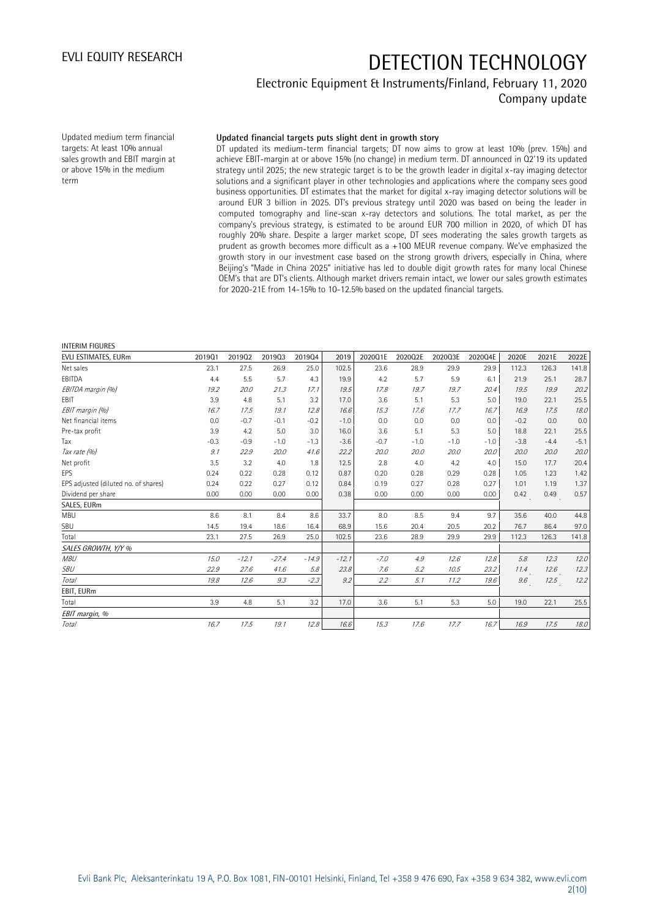Updated medium term financial targets: At least 10% annual sales growth and EBIT margin at or above 15% in the medium term

**Updated financial targets puts slight dent in growth story**

DT updated its medium-term financial targets; DT now aims to grow at least 10% (prev. 15%) and achieve EBIT-margin at or above 15% (no change) in medium term. DT announced in Q2'19 its updated strategy until 2025; the new strategic target is to be the growth leader in digital x-ray imaging detector solutions and a significant player in other technologies and applications where the company sees good business opportunities. DT estimates that the market for digital x-ray imaging detector solutions will be around EUR 3 billion in 2025. DT's previous strategy until 2020 was based on being the leader in computed tomography and line-scan x-ray detectors and solutions. The total market, as per the company's previous strategy, is estimated to be around EUR 700 million in 2020, of which DT has roughly 20% share. Despite a larger market scope, DT sees moderating the sales growth targets as prudent as growth becomes more difficult as a +100 MEUR revenue company. We've emphasized the growth story in our investment case based on the strong growth drivers, especially in China, where Beijing's "Made in China 2025" initiative has led to double digit growth rates for many local Chinese OEM's that are DT's clients. Although market drivers remain intact, we lower our sales growth estimates for 2020-21E from 14-15% to 10-12.5% based on the updated financial targets.

INTERIM FIGURES

| EVLI ESTIMATES, EURm | 2019Q1 | 2019Q2 | 2019Q3 | 2019Q4 | 2019 | 2020Q1E | 2020Q2E | 2020Q3E | 2020Q4E | 2020E | 2021E | 2022E |
|---|---|---|---|---|---|---|---|---|---|---|---|---|
| Net sales | 23.1 | 27.5 | 26.9 | 25.0 | 102.5 | 23.6 | 28.9 | 29.9 | 29.9 | 112.3 | 126.3 | 141.8 |
| EBITDA | 4.4 | 5.5 | 5.7 | 4.3 | 19.9 | 4.2 | 5.7 | 5.9 | 6.1 | 21.9 | 25.1 | 28.7 |
| *EBITDA margin (%)* | *19.2* | *20.0* | *21.3* | *17.1* | *19.5* | *17.8* | *19.7* | *19.7* | *20.4* | *19.5* | *19.9* | *20.2* |
| EBIT | 3.9 | 4.8 | 5.1 | 3.2 | 17.0 | 3.6 | 5.1 | 5.3 | 5.0 | 19.0 | 22.1 | 25.5 |
| *EBIT margin (%)* | *16.7* | *17.5* | *19.1* | *12.8* | *16.6* | *15.3* | *17.6* | *17.7* | *16.7* | *16.9* | *17.5* | *18.0* |
| Net financial items | 0.0 | -0.7 | -0.1 | -0.2 | -1.0 | 0.0 | 0.0 | 0.0 | 0.0 | -0.2 | 0.0 | 0.0 |
| Pre-tax profit | 3.9 | 4.2 | 5.0 | 3.0 | 16.0 | 3.6 | 5.1 | 5.3 | 5.0 | 18.8 | 22.1 | 25.5 |
| Tax | -0.3 | -0.9 | -1.0 | -1.3 | -3.6 | -0.7 | -1.0 | -1.0 | -1.0 | -3.8 | -4.4 | -5.1 |
| *Tax rate (%)* | *9.1* | *22.9* | *20.0* | *41.6* | *22.2* | *20.0* | *20.0* | *20.0* | *20.0* | *20.0* | *20.0* | *20.0* |
| Net profit | 3.5 | 3.2 | 4.0 | 1.8 | 12.5 | 2.8 | 4.0 | 4.2 | 4.0 | 15.0 | 17.7 | 20.4 |
| EPS | 0.24 | 0.22 | 0.28 | 0.12 | 0.87 | 0.20 | 0.28 | 0.29 | 0.28 | 1.05 | 1.23 | 1.42 |
| EPS adjusted (diluted no. of shares) | 0.24 | 0.22 | 0.27 | 0.12 | 0.84 | 0.19 | 0.27 | 0.28 | 0.27 | 1.01 | 1.19 | 1.37 |
| Dividend per share | 0.00 | 0.00 | 0.00 | 0.00 | 0.38 | 0.00 | 0.00 | 0.00 | 0.00 | 0.42 | 0.49 | 0.57 |
| SALES, EURm | | | | | | | | | | | | |
| MBU | 8.6 | 8.1 | 8.4 | 8.6 | 33.7 | 8.0 | 8.5 | 9.4 | 9.7 | 35.6 | 40.0 | 44.8 |
| SBU | 14.5 | 19.4 | 18.6 | 16.4 | 68.9 | 15.6 | 20.4 | 20.5 | 20.2 | 76.7 | 86.4 | 97.0 |
| Total | 23.1 | 27.5 | 26.9 | 25.0 | 102.5 | 23.6 | 28.9 | 29.9 | 29.9 | 112.3 | 126.3 | 141.8 |
| *SALES GROWTH, Y/Y %* | | | | | | | | | | | | |
| *MBU* | *15.0* | *-12.1* | *-27.4* | *-14.9* | *-12.1* | *-7.0* | *4.9* | *12.6* | *12.8* | *5.8* | *12.3* | *12.0* |
| *SBU* | *22.9* | *27.6* | *41.6* | *5.8* | *23.8* | *7.6* | *5.2* | *10.5* | *23.2* | *11.4* | *12.6* | *12.3* |
| *Total* | *19.8* | *12.6* | *9.3* | *-2.3* | *9.2* | *2.2* | *5.1* | *11.2* | *19.6* | *9.6* | *12.5* | *12.2* |
| EBIT, EURm | | | | | | | | | | | | |
| Total | 3.9 | 4.8 | 5.1 | 3.2 | 17.0 | 3.6 | 5.1 | 5.3 | 5.0 | 19.0 | 22.1 | 25.5 |
| *EBIT margin, %* | | | | | | | | | | | | |
| *Total* | *16.7* | *17.5* | *19.1* | *12.8* | *16.6* | *15.3* | *17.6* | *17.7* | *16.7* | *16.9* | *17.5* | *18.0* |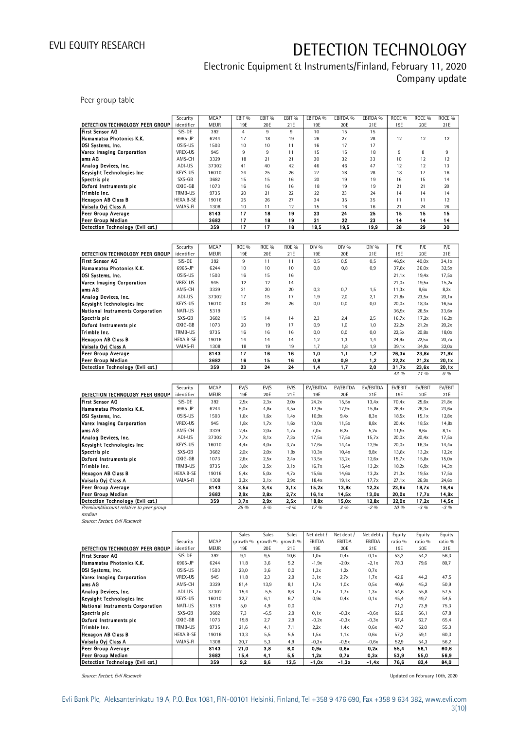Peer group table

| DETECTION TECHNOLOGY PEER GROUP | Security identifier | MCAP MEUR | EBIT % 19E | EBIT % 20E | EBIT % 21E | EBITDA % 19E | EBITDA % 20E | EBITDA % 21E | ROCE % 19E | ROCE % 20E | ROCE % 21E |
|---|---|---|---|---|---|---|---|---|---|---|---|
| **First Sensor AG** | SIS-DE | 392 | 4 | 9 | 9 | 10 | 15 | 15 | | | |
| **Hamamatsu Photonics K.K.** | 6965-JP | 6244 | 17 | 18 | 19 | 26 | 27 | 28 | 12 | 12 | 12 |
| **OSI Systems, Inc.** | OSIS-US | 1503 | 10 | 10 | 11 | 16 | 17 | 17 | | | |
| **Varex Imaging Corporation** | VREX-US | 945 | 9 | 9 | 11 | 15 | 15 | 18 | 9 | 8 | 9 |
| **ams AG** | AMS-CH | 3329 | 18 | 21 | 21 | 30 | 32 | 33 | 10 | 12 | 12 |
| **Analog Devices, Inc.** | ADI-US | 37302 | 41 | 40 | 42 | 46 | 46 | 47 | 12 | 12 | 13 |
| **Keysight Technologies Inc** | KEYS-US | 16010 | 24 | 25 | 26 | 27 | 28 | 28 | 18 | 17 | 16 |
| **Spectris plc** | SXS-GB | 3682 | 15 | 15 | 16 | 20 | 19 | 19 | 16 | 15 | 14 |
| **Oxford Instruments plc** | OXIG-GB | 1073 | 16 | 16 | 16 | 18 | 19 | 19 | 21 | 21 | 20 |
| **Trimble Inc.** | TRMB-US | 9735 | 20 | 21 | 22 | 22 | 23 | 24 | 14 | 14 | 14 |
| **Hexagon AB Class B** | HEXA.B-SE | 19016 | 25 | 26 | 27 | 34 | 35 | 35 | 11 | 11 | 12 |
| **Vaisala Oyj Class A** | VAIAS-FI | 1308 | 10 | 11 | 12 | 15 | 16 | 16 | 21 | 24 | 26 |
| **Peer Group Average** | | **8143** | **17** | **18** | **19** | **23** | **24** | **25** | **15** | **15** | **15** |
| **Peer Group Median** | | **3682** | **17** | **18** | **19** | **21** | **22** | **23** | **14** | **14** | **14** |
| **Detection Technology (Evli est.)** | | **359** | **17** | **17** | **18** | **19,5** | **19,5** | **19,9** | **28** | **29** | **30** |

| DETECTION TECHNOLOGY PEER GROUP | Security identifier | MCAP MEUR | ROE % 19E | ROE % 20E | ROE % 21E | DIV % 19E | DIV % 20E | DIV % 21E | P/E 19E | P/E 20E | P/E 21E |
|---|---|---|---|---|---|---|---|---|---|---|---|
| **First Sensor AG** | SIS-DE | 392 | 9 | 11 | 11 | 0,5 | 0,5 | 0,5 | 46,9x | 40,0x | 34,1x |
| **Hamamatsu Photonics K.K.** | 6965-JP | 6244 | 10 | 10 | 10 | 0,8 | 0,8 | 0,9 | 37,8x | 36,0x | 32,5x |
| **OSI Systems, Inc.** | OSIS-US | 1503 | 16 | 15 | 16 | | | | 21,1x | 19,4x | 17,5x |
| **Varex Imaging Corporation** | VREX-US | 945 | 12 | 12 | 14 | | | | 21,0x | 19,5x | 15,2x |
| **ams AG** | AMS-CH | 3329 | 21 | 20 | 20 | 0,3 | 0,7 | 1,5 | 11,3x | 9,6x | 8,2x |
| **Analog Devices, Inc.** | ADI-US | 37302 | 17 | 15 | 17 | 1,9 | 2,0 | 2,1 | 21,8x | 23,5x | 20,1x |
| **Keysight Technologies Inc** | KEYS-US | 16010 | 33 | 29 | 26 | 0,0 | 0,0 | 0,0 | 20,0x | 18,3x | 16,5x |
| **National Instruments Corporation** | NATI-US | 5319 | | | | | | | 36,9x | 26,5x | 33,6x |
| **Spectris plc** | SXS-GB | 3682 | 15 | 14 | 14 | 2,3 | 2,4 | 2,5 | 16,7x | 17,2x | 16,2x |
| **Oxford Instruments plc** | OXIG-GB | 1073 | 20 | 19 | 17 | 0,9 | 1,0 | 1,0 | 22,2x | 21,2x | 20,2x |
| **Trimble Inc.** | TRMB-US | 9735 | 16 | 16 | 16 | 0,0 | 0,0 | 0,0 | 22,5x | 20,8x | 18,0x |
| **Hexagon AB Class B** | HEXA.B-SE | 19016 | 14 | 14 | 14 | 1,2 | 1,3 | 1,4 | 24,9x | 22,5x | 20,7x |
| **Vaisala Oyj Class A** | VAIAS-FI | 1308 | 18 | 19 | 19 | 1,7 | 1,8 | 1,9 | 39,1x | 34,9x | 32,0x |
| **Peer Group Average** | | **8143** | **17** | **16** | **16** | **1,0** | **1,1** | **1,2** | **26,3x** | **23,8x** | **21,9x** |
| **Peer Group Median** | | **3682** | **16** | **15** | **16** | **0,9** | **0,9** | **1,2** | **22,2x** | **21,2x** | **20,1x** |
| **Detection Technology (Evli est.)** | | **359** | **23** | **24** | **24** | **1,4** | **1,7** | **2,0** | **31,7x** | **23,6x** | **20,1x** |
| | | | | | | | | | *43 %* | *11 %* | *0 %* |

| DETECTION TECHNOLOGY PEER GROUP | Security identifier | MCAP MEUR | EV/S 19E | EV/S 20E | EV/S 21E | EV/EBITDA 19E | EV/EBITDA 20E | EV/EBITDA 21E | EV/EBIT 19E | EV/EBIT 20E | EV/EBIT 21E |
|---|---|---|---|---|---|---|---|---|---|---|---|
| **First Sensor AG** | SIS-DE | 392 | 2,5x | 2,3x | 2,0x | 24,2x | 15,5x | 13,4x | 70,4x | 25,6x | 21,8x |
| **Hamamatsu Photonics K.K.** | 6965-JP | 6244 | 5,0x | 4,8x | 4,5x | 17,9x | 17,9x | 15,8x | 26,4x | 26,3x | 23,6x |
| **OSI Systems, Inc.** | OSIS-US | 1503 | 1,6x | 1,6x | 1,4x | 10,9x | 9,4x | 8,3x | 18,5x | 15,1x | 12,8x |
| **Varex Imaging Corporation** | VREX-US | 945 | 1,8x | 1,7x | 1,6x | 13,0x | 11,5x | 8,8x | 20,4x | 18,5x | 14,8x |
| **ams AG** | AMS-CH | 3329 | 2,4x | 2,0x | 1,7x | 7,0x | 6,2x | 5,2x | 11,9x | 9,6x | 8,1x |
| **Analog Devices, Inc.** | ADI-US | 37302 | 7,7x | 8,1x | 7,3x | 17,5x | 17,5x | 15,7x | 20,0x | 20,4x | 17,5x |
| **Keysight Technologies Inc** | KEYS-US | 16010 | 4,4x | 4,0x | 3,7x | 17,6x | 14,4x | 12,9x | 20,0x | 16,3x | 14,4x |
| **Spectris plc** | SXS-GB | 3682 | 2,0x | 2,0x | 1,9x | 10,3x | 10,4x | 9,8x | 13,8x | 13,2x | 12,2x |
| **Oxford Instruments plc** | OXIG-GB | 1073 | 2,6x | 2,5x | 2,4x | 13,5x | 13,2x | 12,6x | 15,7x | 15,8x | 15,0x |
| **Trimble Inc.** | TRMB-US | 9735 | 3,8x | 3,5x | 3,1x | 16,7x | 15,4x | 13,2x | 18,2x | 16,9x | 14,3x |
| **Hexagon AB Class B** | HEXA.B-SE | 19016 | 5,4x | 5,0x | 4,7x | 15,6x | 14,6x | 13,2x | 21,3x | 19,5x | 17,5x |
| **Vaisala Oyj Class A** | VAIAS-FI | 1308 | 3,3x | 3,1x | 2,9x | 18,4x | 19,1x | 17,7x | 27,1x | 26,9x | 24,6x |
| **Peer Group Average** | | **8143** | **3,5x** | **3,4x** | **3,1x** | **15,2x** | **13,8x** | **12,2x** | **23,6x** | **18,7x** | **16,4x** |
| **Peer Group Median** | | **3682** | **2,9x** | **2,8x** | **2,7x** | **16,1x** | **14,5x** | **13,0x** | **20,0x** | **17,7x** | **14,9x** |
| **Detection Technology (Evli est.)** | | **359** | **3,7x** | **2,9x** | **2,5x** | **18,8x** | **15,0x** | **12,8x** | **22,0x** | **17,2x** | **14,5x** |
| *Premium/discount relative to peer group median* | | | *25 %* | *5 %* | *-4 %* | *17 %* | *3 %* | *-2 %* | *10 %* | *-3 %* | *-3 %* |

*Source: Factset, Evli Research*

| DETECTION TECHNOLOGY PEER GROUP | Security identifier | MCAP MEUR | Sales growth % 19E | Sales growth % 20E | Sales growth % 21E | Net debt / EBITDA 19E | Net debt / EBITDA 20E | Net debt / EBITDA 21E | Equity ratio % 19E | Equity ratio % 20E | Equity ratio % 21E |
|---|---|---|---|---|---|---|---|---|---|---|---|
| **First Sensor AG** | SIS-DE | 392 | 9,1 | 9,5 | 10,6 | 1,0x | 0,4x | 0,1x | 53,3 | 54,2 | 56,3 |
| **Hamamatsu Photonics K.K.** | 6965-JP | 6244 | 11,8 | 3,6 | 5,2 | -1,9x | -2,0x | -2,1x | 78,3 | 79,6 | 80,7 |
| **OSI Systems, Inc.** | OSIS-US | 1503 | 23,0 | 3,6 | 0,0 | 1,3x | 1,2x | 0,7x | | | |
| **Varex Imaging Corporation** | VREX-US | 945 | 11,8 | 2,3 | 2,9 | 3,1x | 2,7x | 1,7x | 42,6 | 44,2 | 47,5 |
| **ams AG** | AMS-CH | 3329 | 81,4 | 13,9 | 8,1 | 1,7x | 1,0x | 0,5x | 40,6 | 45,2 | 50,9 |
| **Analog Devices, Inc.** | ADI-US | 37302 | 15,4 | -5,5 | 8,6 | 1,7x | 1,7x | 1,3x | 54,6 | 55,8 | 57,5 |
| **Keysight Technologies Inc** | KEYS-US | 16010 | 32,7 | 6,1 | 6,7 | 0,9x | 0,4x | 0,1x | 45,4 | 49,7 | 54,5 |
| **National Instruments Corporation** | NATI-US | 5319 | 5,0 | 4,9 | 0,0 | | | | 71,2 | 73,9 | 75,3 |
| **Spectris plc** | SXS-GB | 3682 | 7,3 | -6,5 | 2,9 | 0,1x | -0,3x | -0,6x | 62,6 | 66,1 | 67,8 |
| **Oxford Instruments plc** | OXIG-GB | 1073 | 19,8 | 2,7 | 2,9 | -0,2x | -0,3x | -0,3x | 57,4 | 62,7 | 65,4 |
| **Trimble Inc.** | TRMB-US | 9735 | 21,6 | 4,1 | 7,1 | 2,2x | 1,4x | 0,6x | 48,7 | 52,0 | 55,3 |
| **Hexagon AB Class B** | HEXA.B-SE | 19016 | 13,3 | 5,5 | 5,5 | 1,5x | 1,1x | 0,6x | 57,3 | 59,1 | 60,3 |
| **Vaisala Oyj Class A** | VAIAS-FI | 1308 | 20,7 | 5,3 | 4,9 | -0,3x | -0,5x | -0,6x | 52,9 | 54,3 | 56,2 |
| **Peer Group Average** | | **8143** | **21,0** | **3,8** | **6,0** | **0,9x** | **0,6x** | **0,2x** | **55,4** | **58,1** | **60,6** |
| **Peer Group Median** | | **3682** | **15,4** | **4,1** | **5,5** | **1,2x** | **0,7x** | **0,3x** | **53,9** | **55,0** | **56,9** |
| **Detection Technology (Evli est.)** | | **359** | **9,2** | **9,6** | **12,5** | **-1,0x** | **-1,3x** | **-1,4x** | **76,6** | **82,4** | **84,0** |

*Source: Factset, Evli Research*

Updated on February 10th, 2020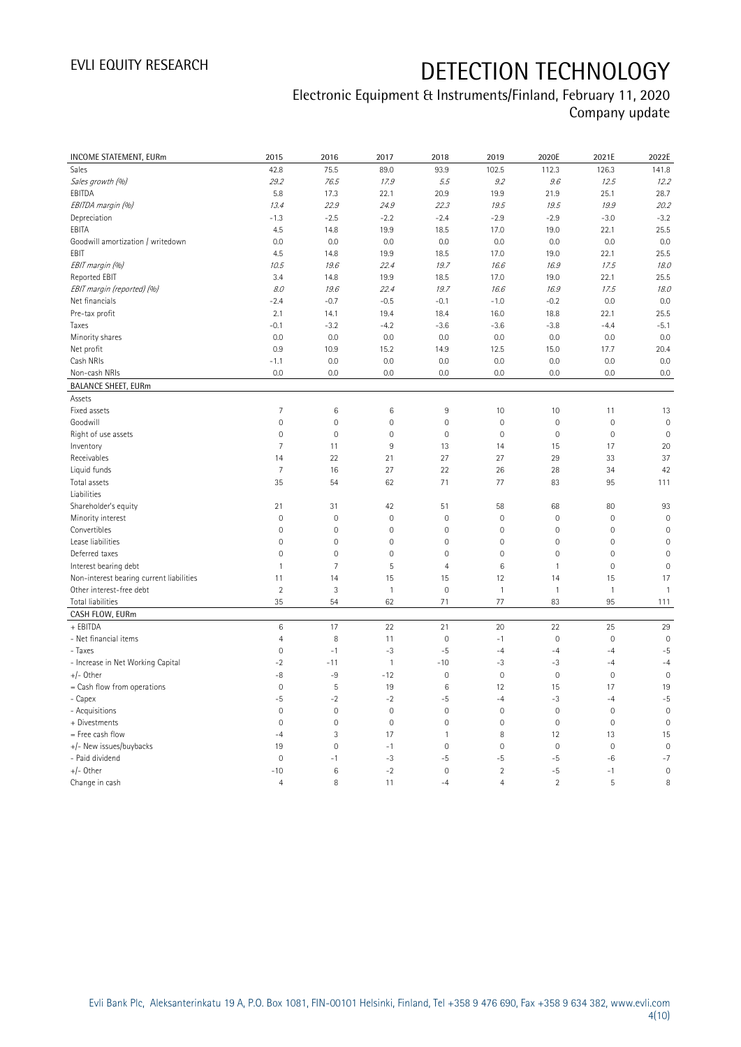| INCOME STATEMENT, EURm | 2015 | 2016 | 2017 | 2018 | 2019 | 2020E | 2021E | 2022E |
|---|---|---|---|---|---|---|---|---|
| Sales | 42.8 | 75.5 | 89.0 | 93.9 | 102.5 | 112.3 | 126.3 | 141.8 |
| *Sales growth (%)* | *29.2* | *76.5* | *17.9* | *5.5* | *9.2* | *9.6* | *12.5* | *12.2* |
| EBITDA | 5.8 | 17.3 | 22.1 | 20.9 | 19.9 | 21.9 | 25.1 | 28.7 |
| *EBITDA margin (%)* | *13.4* | *22.9* | *24.9* | *22.3* | *19.5* | *19.5* | *19.9* | *20.2* |
| Depreciation | -1.3 | -2.5 | -2.2 | -2.4 | -2.9 | -2.9 | -3.0 | -3.2 |
| EBITA | 4.5 | 14.8 | 19.9 | 18.5 | 17.0 | 19.0 | 22.1 | 25.5 |
| Goodwill amortization / writedown | 0.0 | 0.0 | 0.0 | 0.0 | 0.0 | 0.0 | 0.0 | 0.0 |
| EBIT | 4.5 | 14.8 | 19.9 | 18.5 | 17.0 | 19.0 | 22.1 | 25.5 |
| *EBIT margin (%)* | *10.5* | *19.6* | *22.4* | *19.7* | *16.6* | *16.9* | *17.5* | *18.0* |
| Reported EBIT | 3.4 | 14.8 | 19.9 | 18.5 | 17.0 | 19.0 | 22.1 | 25.5 |
| *EBIT margin (reported) (%)* | *8.0* | *19.6* | *22.4* | *19.7* | *16.6* | *16.9* | *17.5* | *18.0* |
| Net financials | -2.4 | -0.7 | -0.5 | -0.1 | -1.0 | -0.2 | 0.0 | 0.0 |
| Pre-tax profit | 2.1 | 14.1 | 19.4 | 18.4 | 16.0 | 18.8 | 22.1 | 25.5 |
| Taxes | -0.1 | -3.2 | -4.2 | -3.6 | -3.6 | -3.8 | -4.4 | -5.1 |
| Minority shares | 0.0 | 0.0 | 0.0 | 0.0 | 0.0 | 0.0 | 0.0 | 0.0 |
| Net profit | 0.9 | 10.9 | 15.2 | 14.9 | 12.5 | 15.0 | 17.7 | 20.4 |
| Cash NRIs | -1.1 | 0.0 | 0.0 | 0.0 | 0.0 | 0.0 | 0.0 | 0.0 |
| Non-cash NRIs | 0.0 | 0.0 | 0.0 | 0.0 | 0.0 | 0.0 | 0.0 | 0.0 |
| **BALANCE SHEET, EURm** | | | | | | | | |
| Assets | | | | | | | | |
| Fixed assets | 7 | 6 | 6 | 9 | 10 | 10 | 11 | 13 |
| Goodwill | 0 | 0 | 0 | 0 | 0 | 0 | 0 | 0 |
| Right of use assets | 0 | 0 | 0 | 0 | 0 | 0 | 0 | 0 |
| Inventory | 7 | 11 | 9 | 13 | 14 | 15 | 17 | 20 |
| Receivables | 14 | 22 | 21 | 27 | 27 | 29 | 33 | 37 |
| Liquid funds | 7 | 16 | 27 | 22 | 26 | 28 | 34 | 42 |
| Total assets | 35 | 54 | 62 | 71 | 77 | 83 | 95 | 111 |
| Liabilities | | | | | | | | |
| Shareholder's equity | 21 | 31 | 42 | 51 | 58 | 68 | 80 | 93 |
| Minority interest | 0 | 0 | 0 | 0 | 0 | 0 | 0 | 0 |
| Convertibles | 0 | 0 | 0 | 0 | 0 | 0 | 0 | 0 |
| Lease liabilities | 0 | 0 | 0 | 0 | 0 | 0 | 0 | 0 |
| Deferred taxes | 0 | 0 | 0 | 0 | 0 | 0 | 0 | 0 |
| Interest bearing debt | 1 | 7 | 5 | 4 | 6 | 1 | 0 | 0 |
| Non-interest bearing current liabilities | 11 | 14 | 15 | 15 | 12 | 14 | 15 | 17 |
| Other interest-free debt | 2 | 3 | 1 | 0 | 1 | 1 | 1 | 1 |
| Total liabilities | 35 | 54 | 62 | 71 | 77 | 83 | 95 | 111 |
| **CASH FLOW, EURm** | | | | | | | | |
| + EBITDA | 6 | 17 | 22 | 21 | 20 | 22 | 25 | 29 |
| - Net financial items | 4 | 8 | 11 | 0 | -1 | 0 | 0 | 0 |
| - Taxes | 0 | -1 | -3 | -5 | -4 | -4 | -4 | -5 |
| - Increase in Net Working Capital | -2 | -11 | 1 | -10 | -3 | -3 | -4 | -4 |
| +/- Other | -8 | -9 | -12 | 0 | 0 | 0 | 0 | 0 |
| = Cash flow from operations | 0 | 5 | 19 | 6 | 12 | 15 | 17 | 19 |
| - Capex | -5 | -2 | -2 | -5 | -4 | -3 | -4 | -5 |
| - Acquisitions | 0 | 0 | 0 | 0 | 0 | 0 | 0 | 0 |
| + Divestments | 0 | 0 | 0 | 0 | 0 | 0 | 0 | 0 |
| = Free cash flow | -4 | 3 | 17 | 1 | 8 | 12 | 13 | 15 |
| +/- New issues/buybacks | 19 | 0 | -1 | 0 | 0 | 0 | 0 | 0 |
| - Paid dividend | 0 | -1 | -3 | -5 | -5 | -5 | -6 | -7 |
| +/- Other | -10 | 6 | -2 | 0 | 2 | -5 | -1 | 0 |
| Change in cash | 4 | 8 | 11 | -4 | 4 | 2 | 5 | 8 |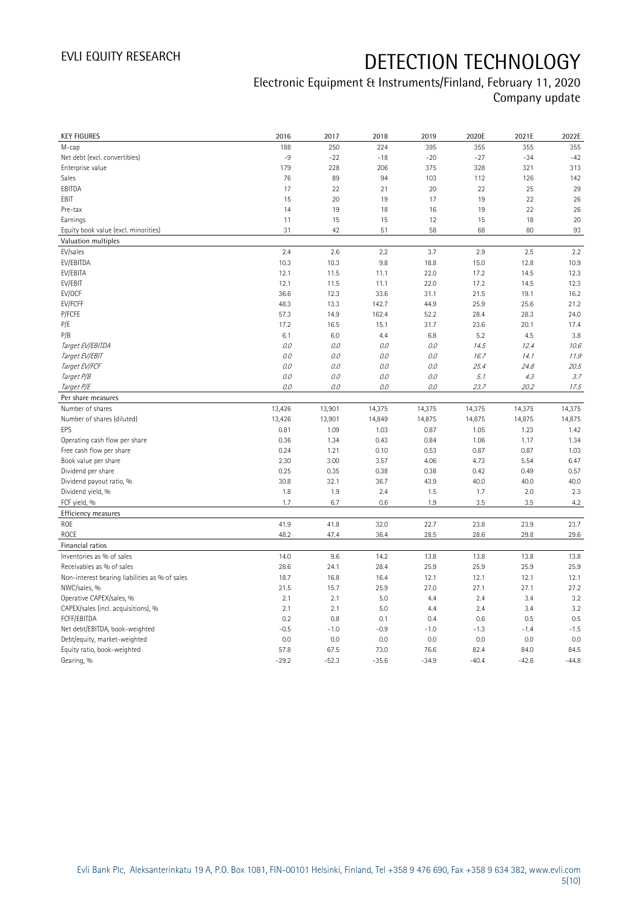# DETECTION TECHNOLOGY

Electronic Equipment & Instruments/Finland, February 11, 2020

Company update

| KEY FIGURES | 2016 | 2017 | 2018 | 2019 | 2020E | 2021E | 2022E |
|---|---|---|---|---|---|---|---|
| M-cap | 188 | 250 | 224 | 395 | 355 | 355 | 355 |
| Net debt (excl. convertibles) | -9 | -22 | -18 | -20 | -27 | -34 | -42 |
| Enterprise value | 179 | 228 | 206 | 375 | 328 | 321 | 313 |
| Sales | 76 | 89 | 94 | 103 | 112 | 126 | 142 |
| EBITDA | 17 | 22 | 21 | 20 | 22 | 25 | 29 |
| EBIT | 15 | 20 | 19 | 17 | 19 | 22 | 26 |
| Pre-tax | 14 | 19 | 18 | 16 | 19 | 22 | 26 |
| Earnings | 11 | 15 | 15 | 12 | 15 | 18 | 20 |
| Equity book value (excl. minorities) | 31 | 42 | 51 | 58 | 68 | 80 | 93 |
| **Valuation multiples** | | | | | | | |
| EV/sales | 2.4 | 2.6 | 2.2 | 3.7 | 2.9 | 2.5 | 2.2 |
| EV/EBITDA | 10.3 | 10.3 | 9.8 | 18.8 | 15.0 | 12.8 | 10.9 |
| EV/EBITA | 12.1 | 11.5 | 11.1 | 22.0 | 17.2 | 14.5 | 12.3 |
| EV/EBIT | 12.1 | 11.5 | 11.1 | 22.0 | 17.2 | 14.5 | 12.3 |
| EV/OCF | 36.6 | 12.3 | 33.6 | 31.1 | 21.5 | 19.1 | 16.2 |
| EV/FCFF | 48.3 | 13.3 | 142.7 | 44.9 | 25.9 | 25.6 | 21.2 |
| P/FCFE | 57.3 | 14.9 | 162.4 | 52.2 | 28.4 | 28.3 | 24.0 |
| P/E | 17.2 | 16.5 | 15.1 | 31.7 | 23.6 | 20.1 | 17.4 |
| P/B | 6.1 | 6.0 | 4.4 | 6.8 | 5.2 | 4.5 | 3.8 |
| *Target EV/EBITDA* | *0.0* | *0.0* | *0.0* | *0.0* | *14.5* | *12.4* | *10.6* |
| *Target EV/EBIT* | *0.0* | *0.0* | *0.0* | *0.0* | *16.7* | *14.1* | *11.9* |
| *Target EV/FCF* | *0.0* | *0.0* | *0.0* | *0.0* | *25.4* | *24.8* | *20.5* |
| *Target P/B* | *0.0* | *0.0* | *0.0* | *0.0* | *5.1* | *4.3* | *3.7* |
| *Target P/E* | *0.0* | *0.0* | *0.0* | *0.0* | *23.7* | *20.2* | *17.5* |
| **Per share measures** | | | | | | | |
| Number of shares | 13,426 | 13,901 | 14,375 | 14,375 | 14,375 | 14,375 | 14,375 |
| Number of shares (diluted) | 13,426 | 13,901 | 14,849 | 14,875 | 14,875 | 14,875 | 14,875 |
| EPS | 0.81 | 1.09 | 1.03 | 0.87 | 1.05 | 1.23 | 1.42 |
| Operating cash flow per share | 0.36 | 1.34 | 0.43 | 0.84 | 1.06 | 1.17 | 1.34 |
| Free cash flow per share | 0.24 | 1.21 | 0.10 | 0.53 | 0.87 | 0.87 | 1.03 |
| Book value per share | 2.30 | 3.00 | 3.57 | 4.06 | 4.73 | 5.54 | 6.47 |
| Dividend per share | 0.25 | 0.35 | 0.38 | 0.38 | 0.42 | 0.49 | 0.57 |
| Dividend payout ratio, % | 30.8 | 32.1 | 36.7 | 43.9 | 40.0 | 40.0 | 40.0 |
| Dividend yield, % | 1.8 | 1.9 | 2.4 | 1.5 | 1.7 | 2.0 | 2.3 |
| FCF yield, % | 1.7 | 6.7 | 0.6 | 1.9 | 3.5 | 3.5 | 4.2 |
| **Efficiency measures** | | | | | | | |
| ROE | 41.9 | 41.8 | 32.0 | 22.7 | 23.8 | 23.9 | 23.7 |
| ROCE | 48.2 | 47.4 | 36.4 | 28.5 | 28.6 | 29.8 | 29.6 |
| **Financial ratios** | | | | | | | |
| Inventories as % of sales | 14.0 | 9.6 | 14.2 | 13.8 | 13.8 | 13.8 | 13.8 |
| Receivables as % of sales | 28.6 | 24.1 | 28.4 | 25.9 | 25.9 | 25.9 | 25.9 |
| Non-interest bearing liabilities as % of sales | 18.7 | 16.8 | 16.4 | 12.1 | 12.1 | 12.1 | 12.1 |
| NWC/sales, % | 21.5 | 15.7 | 25.9 | 27.0 | 27.1 | 27.1 | 27.2 |
| Operative CAPEX/sales, % | 2.1 | 2.1 | 5.0 | 4.4 | 2.4 | 3.4 | 3.2 |
| CAPEX/sales (incl. acquisitions), % | 2.1 | 2.1 | 5.0 | 4.4 | 2.4 | 3.4 | 3.2 |
| FCFF/EBITDA | 0.2 | 0.8 | 0.1 | 0.4 | 0.6 | 0.5 | 0.5 |
| Net debt/EBITDA, book-weighted | -0.5 | -1.0 | -0.9 | -1.0 | -1.3 | -1.4 | -1.5 |
| Debt/equity, market-weighted | 0.0 | 0.0 | 0.0 | 0.0 | 0.0 | 0.0 | 0.0 |
| Equity ratio, book-weighted | 57.8 | 67.5 | 73.0 | 76.6 | 82.4 | 84.0 | 84.5 |
| Gearing, % | -29.2 | -52.3 | -35.6 | -34.9 | -40.4 | -42.6 | -44.8 |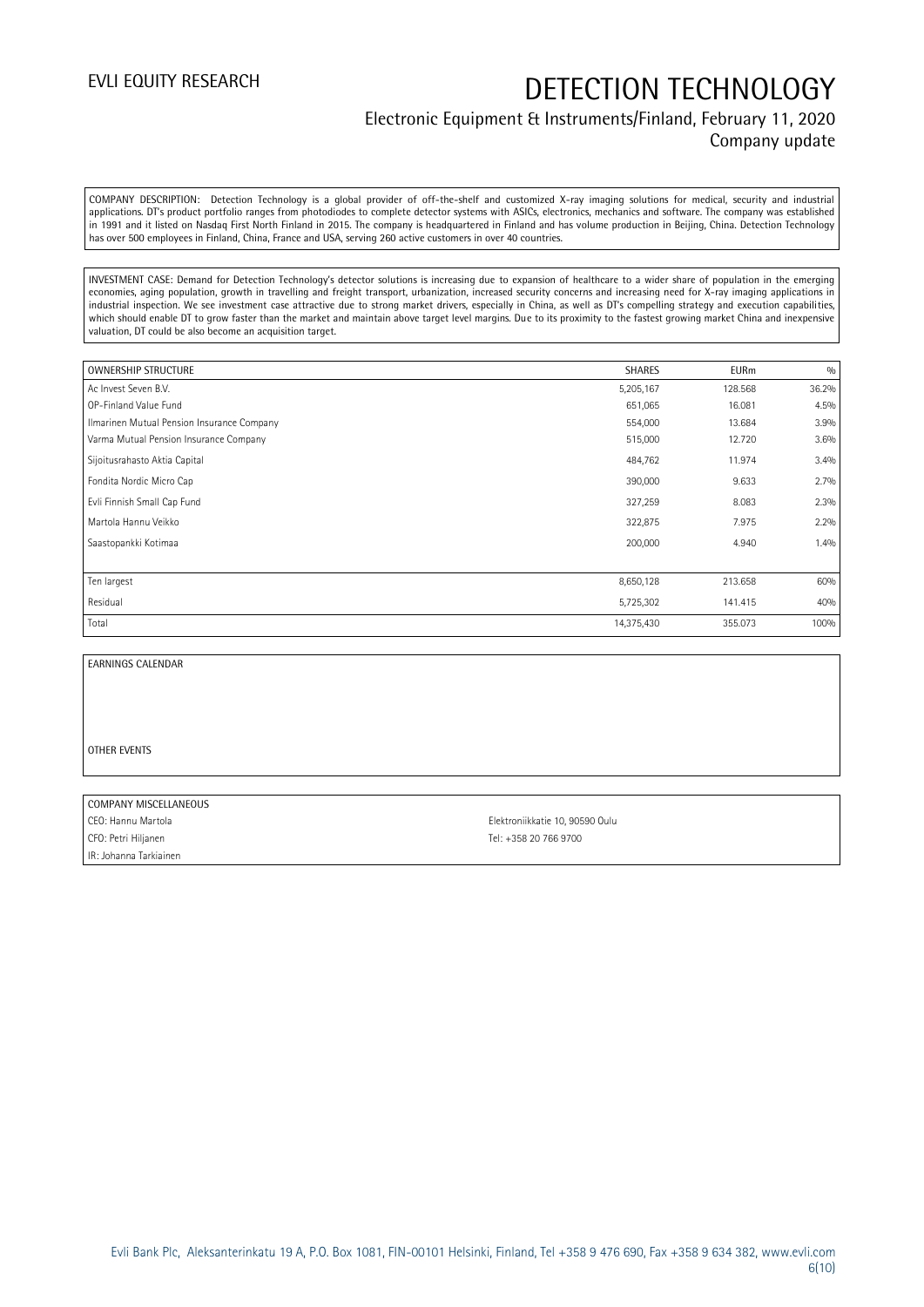COMPANY DESCRIPTION: Detection Technology is a global provider of off-the-shelf and customized X-ray imaging solutions for medical, security and industrial applications. DT's product portfolio ranges from photodiodes to complete detector systems with ASICs, electronics, mechanics and software. The company was established in 1991 and it listed on Nasdaq First North Finland in 2015. The company is headquartered in Finland and has volume production in Beijing, China. Detection Technology has over 500 employees in Finland, China, France and USA, serving 260 active customers in over 40 countries.

INVESTMENT CASE: Demand for Detection Technology's detector solutions is increasing due to expansion of healthcare to a wider share of population in the emerging economies, aging population, growth in travelling and freight transport, urbanization, increased security concerns and increasing need for X-ray imaging applications in industrial inspection. We see investment case attractive due to strong market drivers, especially in China, as well as DT's compelling strategy and execution capabilities, which should enable DT to grow faster than the market and maintain above target level margins. Due to its proximity to the fastest growing market China and inexpensive valuation, DT could be also become an acquisition target.

| OWNERSHIP STRUCTURE | SHARES | EURm | % |
|---|---|---|---|
| Ac Invest Seven B.V. | 5,205,167 | 128.568 | 36.2% |
| OP-Finland Value Fund | 651,065 | 16.081 | 4.5% |
| Ilmarinen Mutual Pension Insurance Company | 554,000 | 13.684 | 3.9% |
| Varma Mutual Pension Insurance Company | 515,000 | 12.720 | 3.6% |
| Sijoitusrahasto Aktia Capital | 484,762 | 11.974 | 3.4% |
| Fondita Nordic Micro Cap | 390,000 | 9.633 | 2.7% |
| Evli Finnish Small Cap Fund | 327,259 | 8.083 | 2.3% |
| Martola Hannu Veikko | 322,875 | 7.975 | 2.2% |
| Saastopankki Kotimaa | 200,000 | 4.940 | 1.4% |
| Ten largest | 8,650,128 | 213.658 | 60% |
| Residual | 5,725,302 | 141.415 | 40% |
| Total | 14,375,430 | 355.073 | 100% |

EARNINGS CALENDAR

OTHER EVENTS

COMPANY MISCELLANEOUS

CEO: Hannu Martola

CFO: Petri Hiljanen

IR: Johanna Tarkiainen

Elektroniikkatie 10, 90590 Oulu

Tel: +358 20 766 9700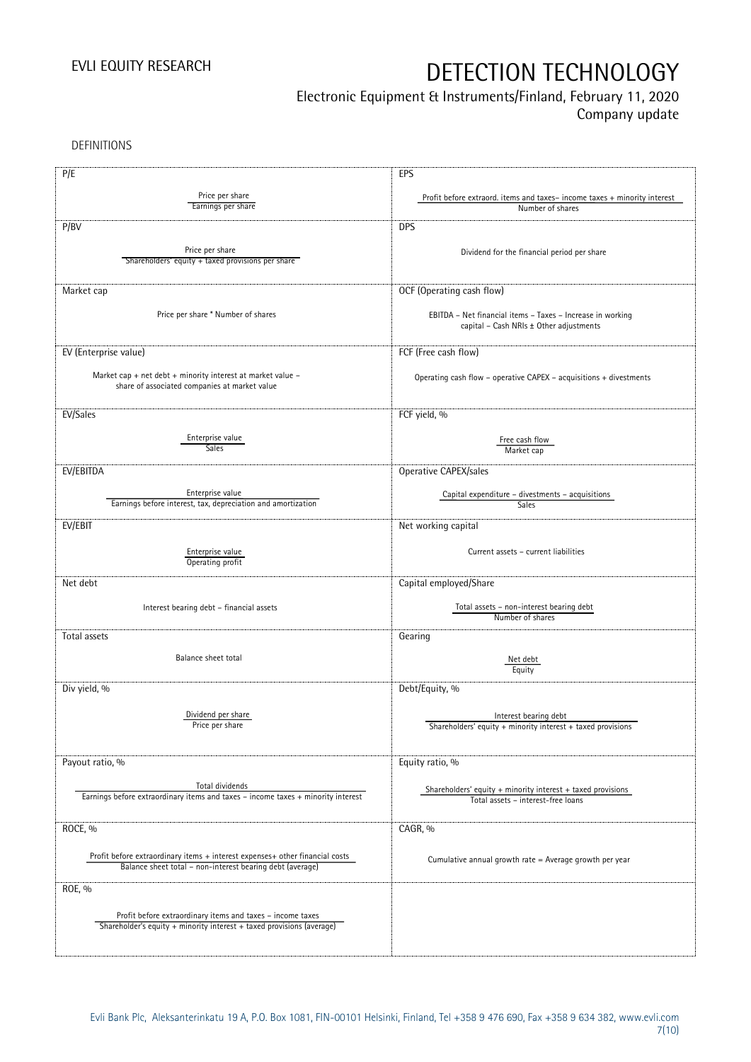DEFINITIONS

| P/E | EPS |
|---|---|
| $\frac{\text{Price per share}}{\text{Earnings per share}}$ | $\frac{\text{Profit before extraord. items and taxes – income taxes + minority interest}}{\text{Number of shares}}$ |
| **P/BV** | **DPS** |
| $\frac{\text{Price per share}}{\text{Shareholders' equity + taxed provisions per share}}$ | Dividend for the financial period per share |
| **Market cap** | **OCF (Operating cash flow)** |
| Price per share * Number of shares | EBITDA – Net financial items – Taxes – Increase in working capital – Cash NRIs ± Other adjustments |
| **EV (Enterprise value)** | **FCF (Free cash flow)** |
| Market cap + net debt + minority interest at market value – share of associated companies at market value | Operating cash flow – operative CAPEX – acquisitions + divestments |
| **EV/Sales** | **FCF yield, %** |
| $\frac{\text{Enterprise value}}{\text{Sales}}$ | $\frac{\text{Free cash flow}}{\text{Market cap}}$ |
| **EV/EBITDA** | **Operative CAPEX/sales** |
| $\frac{\text{Enterprise value}}{\text{Earnings before interest, tax, depreciation and amortization}}$ | $\frac{\text{Capital expenditure – divestments – acquisitions}}{\text{Sales}}$ |
| **EV/EBIT** | **Net working capital** |
| $\frac{\text{Enterprise value}}{\text{Operating profit}}$ | Current assets – current liabilities |
| **Net debt** | **Capital employed/Share** |
| Interest bearing debt – financial assets | $\frac{\text{Total assets – non-interest bearing debt}}{\text{Number of shares}}$ |
| **Total assets** | **Gearing** |
| Balance sheet total | $\frac{\text{Net debt}}{\text{Equity}}$ |
| **Div yield, %** | **Debt/Equity, %** |
| $\frac{\text{Dividend per share}}{\text{Price per share}}$ | $\frac{\text{Interest bearing debt}}{\text{Shareholders' equity + minority interest + taxed provisions}}$ |
| **Payout ratio, %** | **Equity ratio, %** |
| $\frac{\text{Total dividends}}{\text{Earnings before extraordinary items and taxes – income taxes + minority interest}}$ | $\frac{\text{Shareholders' equity + minority interest + taxed provisions}}{\text{Total assets – interest-free loans}}$ |
| **ROCE, %** | **CAGR, %** |
| $\frac{\text{Profit before extraordinary items + interest expenses+ other financial costs}}{\text{Balance sheet total – non-interest bearing debt (average)}}$ | Cumulative annual growth rate = Average growth per year |
| **ROE, %** | |
| $\frac{\text{Profit before extraordinary items and taxes – income taxes}}{\text{Shareholder's equity + minority interest + taxed provisions (average)}}$ | |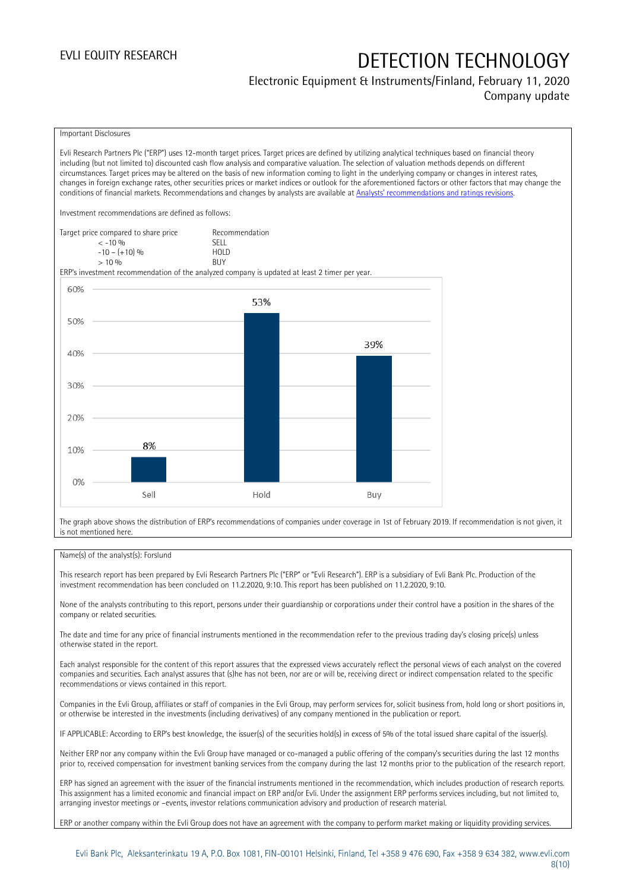Important Disclosures

Evli Research Partners Plc ("ERP") uses 12-month target prices. Target prices are defined by utilizing analytical techniques based on financial theory including (but not limited to) discounted cash flow analysis and comparative valuation. The selection of valuation methods depends on different circumstances. Target prices may be altered on the basis of new information coming to light in the underlying company or changes in interest rates, changes in foreign exchange rates, other securities prices or market indices or outlook for the aforementioned factors or other factors that may change the conditions of financial markets. Recommendations and changes by analysts are available at [Analysts' recommendations and ratings revisions](#).

Investment recommendations are defined as follows:

| Target price compared to share price | Recommendation |
|---|---|
| < -10 % | SELL |
| -10 – (+10) % | HOLD |
| > 10 % | BUY |

ERP's investment recommendation of the analyzed company is updated at least 2 timer per year.

| | Sell | Hold | Buy |
|---|---|---|---|
| Share | 8% | 53% | 39% |

The graph above shows the distribution of ERP's recommendations of companies under coverage in 1st of February 2019. If recommendation is not given, it is not mentioned here.

Name(s) of the analyst(s): Forslund

This research report has been prepared by Evli Research Partners Plc ("ERP" or "Evli Research"). ERP is a subsidiary of Evli Bank Plc. Production of the investment recommendation has been concluded on 11.2.2020, 9:10. This report has been published on 11.2.2020, 9:10.

None of the analysts contributing to this report, persons under their guardianship or corporations under their control have a position in the shares of the company or related securities.

The date and time for any price of financial instruments mentioned in the recommendation refer to the previous trading day's closing price(s) unless otherwise stated in the report.

Each analyst responsible for the content of this report assures that the expressed views accurately reflect the personal views of each analyst on the covered companies and securities. Each analyst assures that (s)he has not been, nor are or will be, receiving direct or indirect compensation related to the specific recommendations or views contained in this report.

Companies in the Evli Group, affiliates or staff of companies in the Evli Group, may perform services for, solicit business from, hold long or short positions in, or otherwise be interested in the investments (including derivatives) of any company mentioned in the publication or report.

IF APPLICABLE: According to ERP's best knowledge, the issuer(s) of the securities hold(s) in excess of 5% of the total issued share capital of the issuer(s).

Neither ERP nor any company within the Evli Group have managed or co-managed a public offering of the company's securities during the last 12 months prior to, received compensation for investment banking services from the company during the last 12 months prior to the publication of the research report.

ERP has signed an agreement with the issuer of the financial instruments mentioned in the recommendation, which includes production of research reports. This assignment has a limited economic and financial impact on ERP and/or Evli. Under the assignment ERP performs services including, but not limited to, arranging investor meetings or –events, investor relations communication advisory and production of research material.

ERP or another company within the Evli Group does not have an agreement with the company to perform market making or liquidity providing services.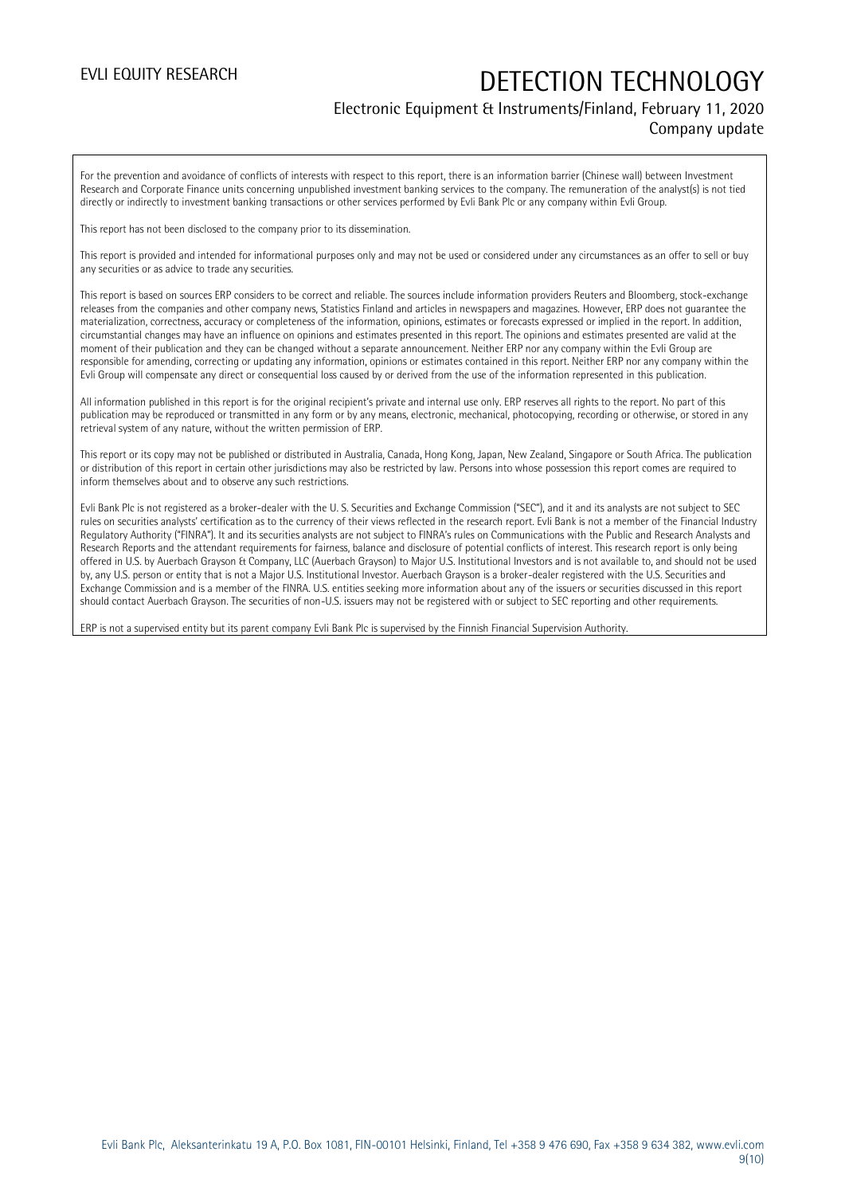For the prevention and avoidance of conflicts of interests with respect to this report, there is an information barrier (Chinese wall) between Investment Research and Corporate Finance units concerning unpublished investment banking services to the company. The remuneration of the analyst(s) is not tied directly or indirectly to investment banking transactions or other services performed by Evli Bank Plc or any company within Evli Group.

This report has not been disclosed to the company prior to its dissemination.

This report is provided and intended for informational purposes only and may not be used or considered under any circumstances as an offer to sell or buy any securities or as advice to trade any securities.

This report is based on sources ERP considers to be correct and reliable. The sources include information providers Reuters and Bloomberg, stock-exchange releases from the companies and other company news, Statistics Finland and articles in newspapers and magazines. However, ERP does not guarantee the materialization, correctness, accuracy or completeness of the information, opinions, estimates or forecasts expressed or implied in the report. In addition, circumstantial changes may have an influence on opinions and estimates presented in this report. The opinions and estimates presented are valid at the moment of their publication and they can be changed without a separate announcement. Neither ERP nor any company within the Evli Group are responsible for amending, correcting or updating any information, opinions or estimates contained in this report. Neither ERP nor any company within the Evli Group will compensate any direct or consequential loss caused by or derived from the use of the information represented in this publication.

All information published in this report is for the original recipient's private and internal use only. ERP reserves all rights to the report. No part of this publication may be reproduced or transmitted in any form or by any means, electronic, mechanical, photocopying, recording or otherwise, or stored in any retrieval system of any nature, without the written permission of ERP.

This report or its copy may not be published or distributed in Australia, Canada, Hong Kong, Japan, New Zealand, Singapore or South Africa. The publication or distribution of this report in certain other jurisdictions may also be restricted by law. Persons into whose possession this report comes are required to inform themselves about and to observe any such restrictions.

Evli Bank Plc is not registered as a broker-dealer with the U. S. Securities and Exchange Commission ("SEC"), and it and its analysts are not subject to SEC rules on securities analysts' certification as to the currency of their views reflected in the research report. Evli Bank is not a member of the Financial Industry Regulatory Authority ("FINRA"). It and its securities analysts are not subject to FINRA's rules on Communications with the Public and Research Analysts and Research Reports and the attendant requirements for fairness, balance and disclosure of potential conflicts of interest. This research report is only being offered in U.S. by Auerbach Grayson & Company, LLC (Auerbach Grayson) to Major U.S. Institutional Investors and is not available to, and should not be used by, any U.S. person or entity that is not a Major U.S. Institutional Investor. Auerbach Grayson is a broker-dealer registered with the U.S. Securities and Exchange Commission and is a member of the FINRA. U.S. entities seeking more information about any of the issuers or securities discussed in this report should contact Auerbach Grayson. The securities of non-U.S. issuers may not be registered with or subject to SEC reporting and other requirements.

ERP is not a supervised entity but its parent company Evli Bank Plc is supervised by the Finnish Financial Supervision Authority.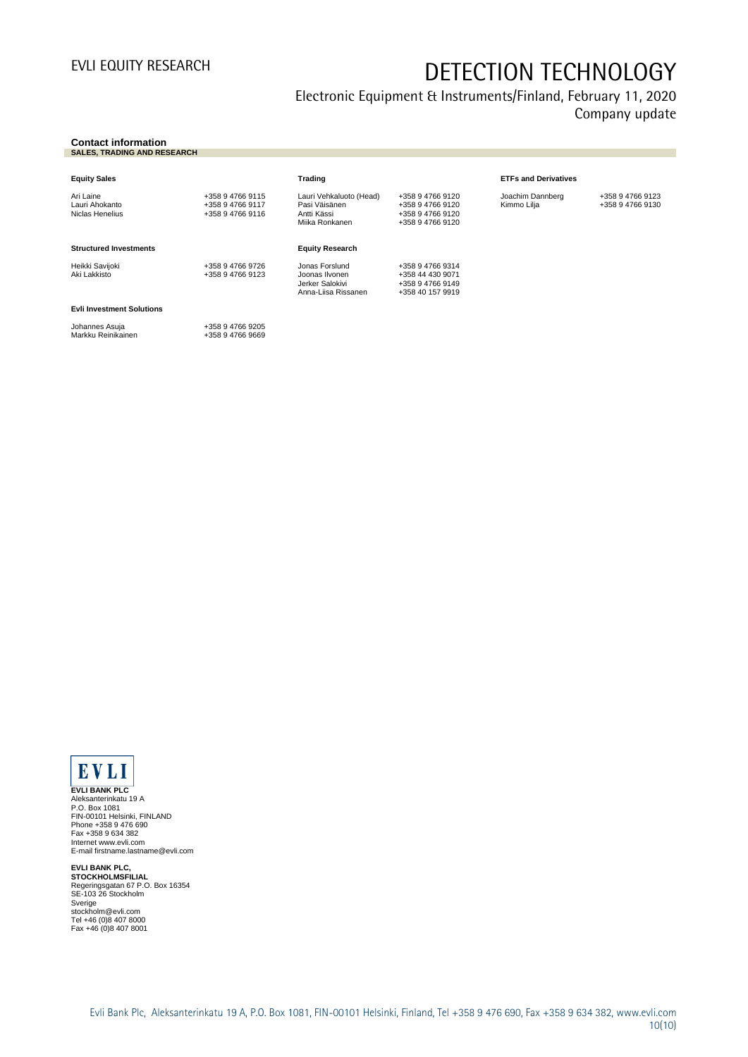## Contact information

**SALES, TRADING AND RESEARCH**

**Equity Sales**

| | |
|---|---|
| Ari Laine | +358 9 4766 9115 |
| Lauri Ahokanto | +358 9 4766 9117 |
| Niclas Henelius | +358 9 4766 9116 |

**Trading**

| | |
|---|---|
| Lauri Vehkaluoto (Head) | +358 9 4766 9120 |
| Pasi Väisänen | +358 9 4766 9120 |
| Antti Kässi | +358 9 4766 9120 |
| Miika Ronkanen | +358 9 4766 9120 |

**ETFs and Derivatives**

| | |
|---|---|
| Joachim Dannberg | +358 9 4766 9123 |
| Kimmo Lilja | +358 9 4766 9130 |

**Structured Investments**

| | |
|---|---|
| Heikki Savijoki | +358 9 4766 9726 |
| Aki Lakkisto | +358 9 4766 9123 |

**Equity Research**

| | |
|---|---|
| Jonas Forslund | +358 9 4766 9314 |
| Joonas Ilvonen | +358 44 430 9071 |
| Jerker Salokivi | +358 9 4766 9149 |
| Anna-Liisa Rissanen | +358 40 157 9919 |

**Evli Investment Solutions**

| | |
|---|---|
| Johannes Asuja | +358 9 4766 9205 |
| Markku Reinikainen | +358 9 4766 9669 |

EVLI

**EVLI BANK PLC**
Aleksanterinkatu 19 A
P.O. Box 1081
FIN-00101 Helsinki, FINLAND
Phone +358 9 476 690
Fax +358 9 634 382
Internet www.evli.com
E-mail firstname.lastname@evli.com

**EVLI BANK PLC, STOCKHOLMSFILIAL**
Regeringsgatan 67 P.O. Box 16354
SE-103 26 Stockholm
Sverige
stockholm@evli.com
Tel +46 (0)8 407 8000
Fax +46 (0)8 407 8001